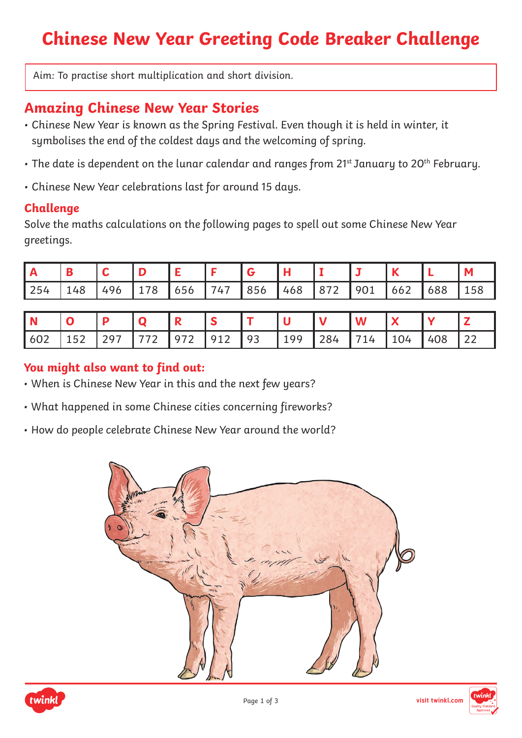# Chinese New Year Greeting Code Breaker Challenge

Aim: To practise short multiplication and short division.

## Amazing Chinese New Year Stories

- Chinese New Year is known as the Spring Festival. Even though it is held in winter, it symbolises the end of the coldest days and the welcoming of spring.
- The date is dependent on the lunar calendar and ranges from 21st January to 20th February.
- Chinese New Year celebrations last for around 15 days.

### Challenge

Solve the maths calculations on the following pages to spell out some Chinese New Year greetings.

| A | B | C | D | E | F | G | H | I | J | K | L | M |
|---|---|---|---|---|---|---|---|---|---|---|---|---|
| 254 | 148 | 496 | 178 | 656 | 747 | 856 | 468 | 872 | 901 | 662 | 688 | 158 |

| N | O | P | Q | R | S | T | U | V | W | X | Y | Z |
|---|---|---|---|---|---|---|---|---|---|---|---|---|
| 602 | 152 | 297 | 772 | 972 | 912 | 93 | 199 | 284 | 714 | 104 | 408 | 22 |

### *You might also want to find out:*

- When is Chinese New Year in this and the next few years?
- What happened in some Chinese cities concerning fireworks?
- How do people celebrate Chinese New Year around the world?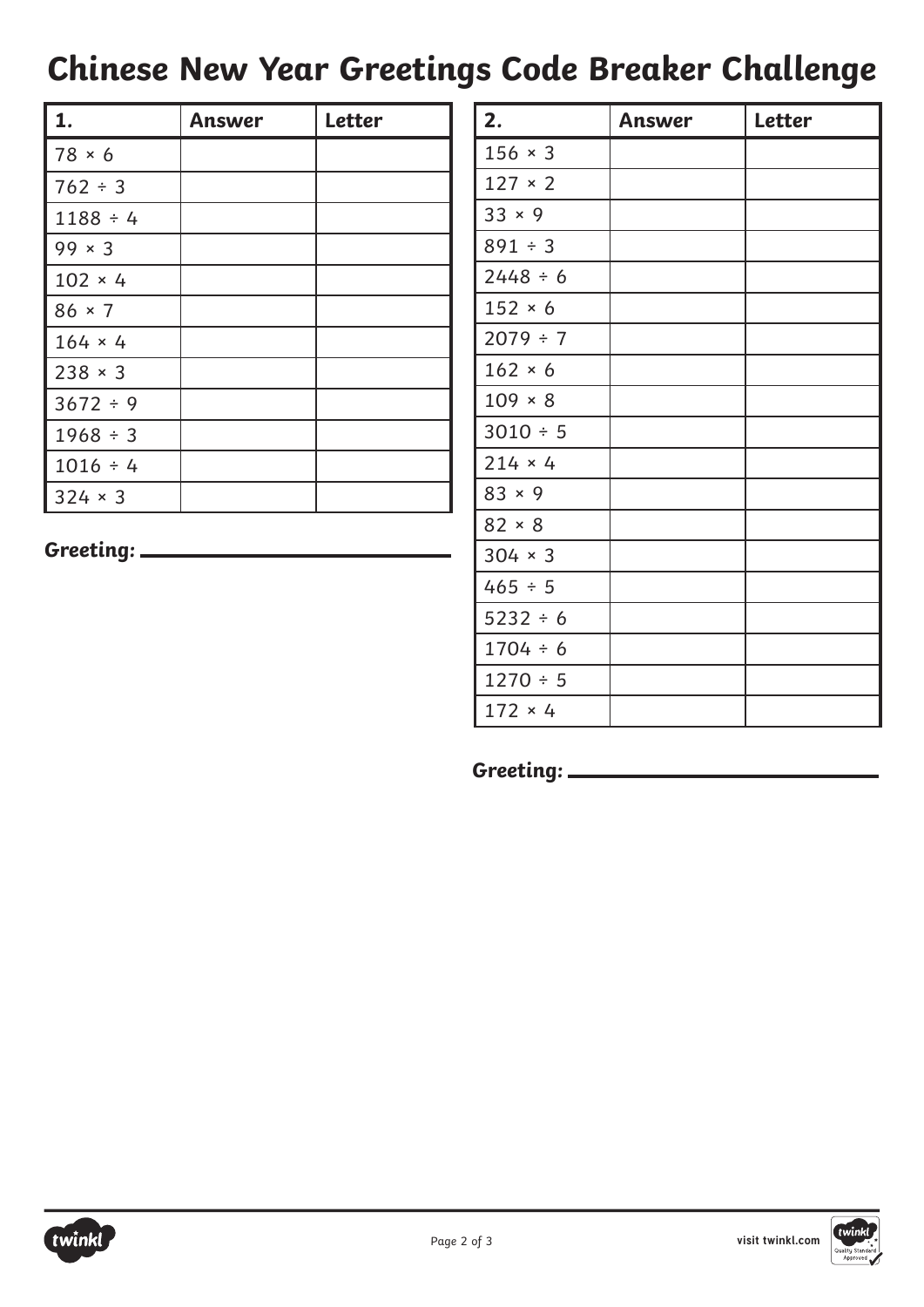# Chinese New Year Greetings Code Breaker Challenge

| 1. | Answer | Letter |
|---|---|---|
| 78 × 6 | | |
| 762 ÷ 3 | | |
| 1188 ÷ 4 | | |
| 99 × 3 | | |
| 102 × 4 | | |
| 86 × 7 | | |
| 164 × 4 | | |
| 238 × 3 | | |
| 3672 ÷ 9 | | |
| 1968 ÷ 3 | | |
| 1016 ÷ 4 | | |
| 324 × 3 | | |

**Greeting:** ___________________________

| 2. | Answer | Letter |
|---|---|---|
| 156 × 3 | | |
| 127 × 2 | | |
| 33 × 9 | | |
| 891 ÷ 3 | | |
| 2448 ÷ 6 | | |
| 152 × 6 | | |
| 2079 ÷ 7 | | |
| 162 × 6 | | |
| 109 × 8 | | |
| 3010 ÷ 5 | | |
| 214 × 4 | | |
| 83 × 9 | | |
| 82 × 8 | | |
| 304 × 3 | | |
| 465 ÷ 5 | | |
| 5232 ÷ 6 | | |
| 1704 ÷ 6 | | |
| 1270 ÷ 5 | | |
| 172 × 4 | | |

**Greeting:** ___________________________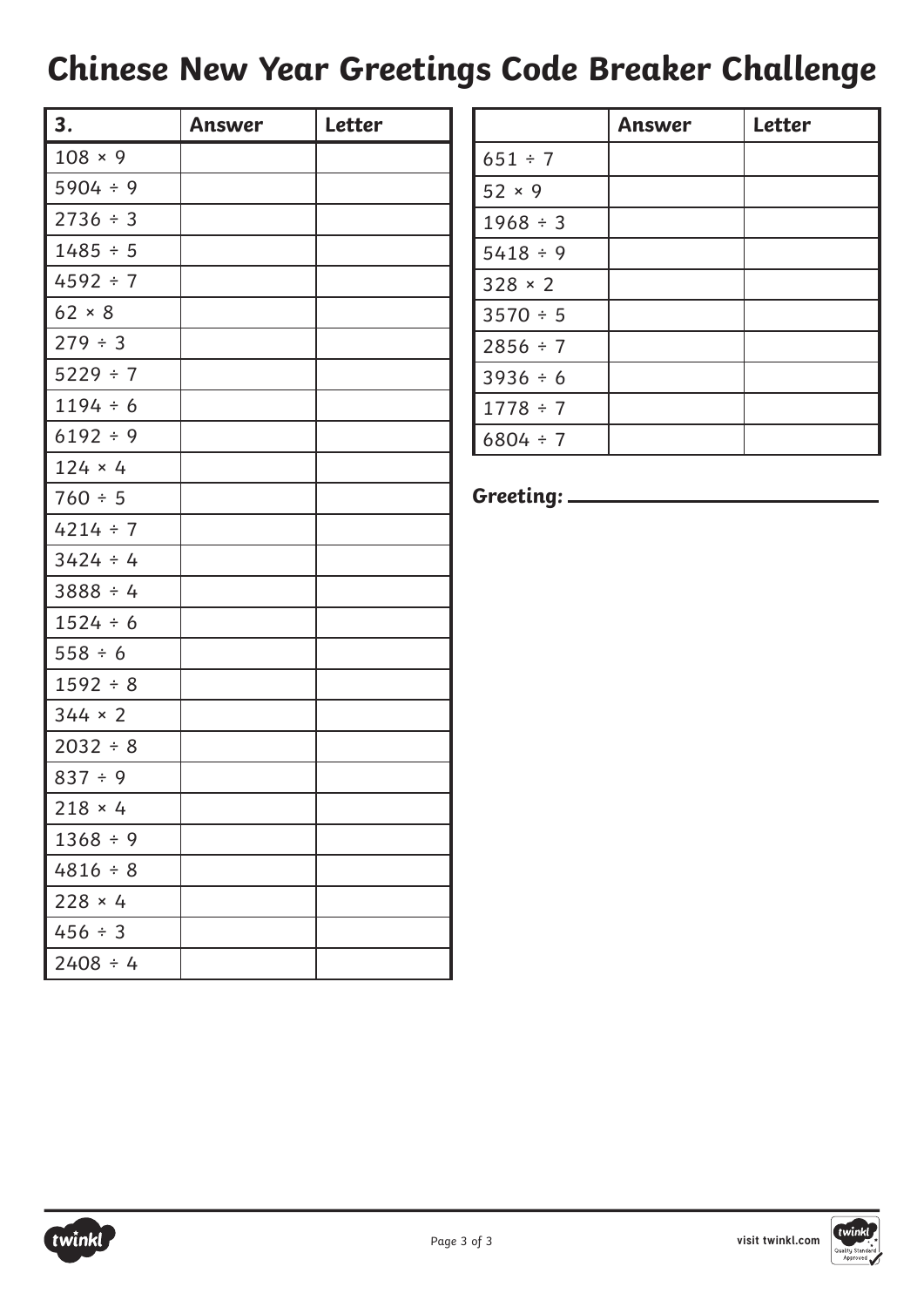# Chinese New Year Greetings Code Breaker Challenge

| 3. | Answer | Letter |
|---|---|---|
| 108 × 9 | | |
| 5904 ÷ 9 | | |
| 2736 ÷ 3 | | |
| 1485 ÷ 5 | | |
| 4592 ÷ 7 | | |
| 62 × 8 | | |
| 279 ÷ 3 | | |
| 5229 ÷ 7 | | |
| 1194 ÷ 6 | | |
| 6192 ÷ 9 | | |
| 124 × 4 | | |
| 760 ÷ 5 | | |
| 4214 ÷ 7 | | |
| 3424 ÷ 4 | | |
| 3888 ÷ 4 | | |
| 1524 ÷ 6 | | |
| 558 ÷ 6 | | |
| 1592 ÷ 8 | | |
| 344 × 2 | | |
| 2032 ÷ 8 | | |
| 837 ÷ 9 | | |
| 218 × 4 | | |
| 1368 ÷ 9 | | |
| 4816 ÷ 8 | | |
| 228 × 4 | | |
| 456 ÷ 3 | | |
| 2408 ÷ 4 | | |

| | Answer | Letter |
|---|---|---|
| 651 ÷ 7 | | |
| 52 × 9 | | |
| 1968 ÷ 3 | | |
| 5418 ÷ 9 | | |
| 328 × 2 | | |
| 3570 ÷ 5 | | |
| 2856 ÷ 7 | | |
| 3936 ÷ 6 | | |
| 1778 ÷ 7 | | |
| 6804 ÷ 7 | | |

**Greeting:** ______________________________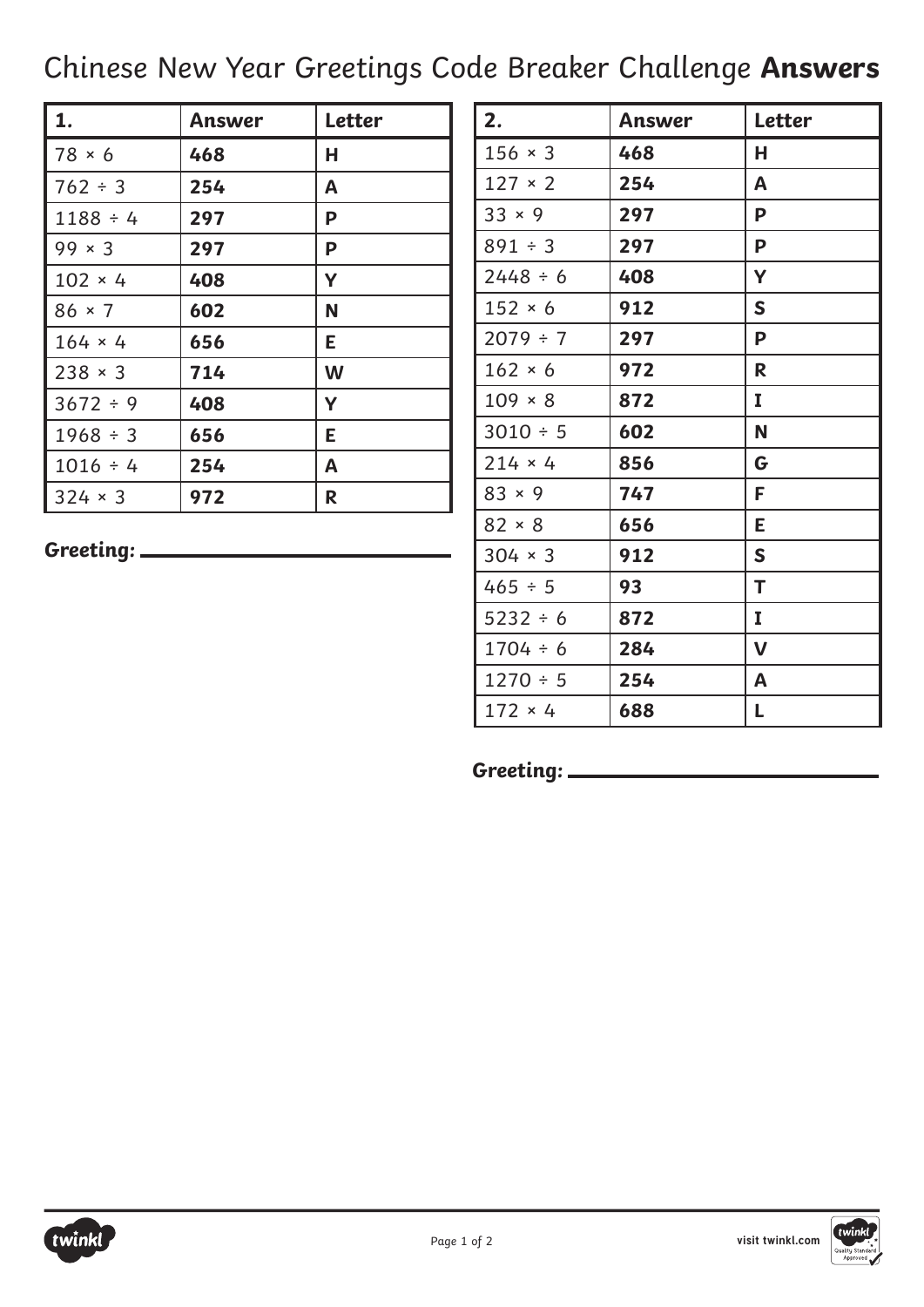# Chinese New Year Greetings Code Breaker Challenge **Answers**

| 1. | Answer | Letter |
| --- | --- | --- |
| 78 × 6 | **468** | **H** |
| 762 ÷ 3 | **254** | **A** |
| 1188 ÷ 4 | **297** | **P** |
| 99 × 3 | **297** | **P** |
| 102 × 4 | **408** | **Y** |
| 86 × 7 | **602** | **N** |
| 164 × 4 | **656** | **E** |
| 238 × 3 | **714** | **W** |
| 3672 ÷ 9 | **408** | **Y** |
| 1968 ÷ 3 | **656** | **E** |
| 1016 ÷ 4 | **254** | **A** |
| 324 × 3 | **972** | **R** |

***Greeting:*** ______________________

| 2. | Answer | Letter |
| --- | --- | --- |
| 156 × 3 | **468** | **H** |
| 127 × 2 | **254** | **A** |
| 33 × 9 | **297** | **P** |
| 891 ÷ 3 | **297** | **P** |
| 2448 ÷ 6 | **408** | **Y** |
| 152 × 6 | **912** | **S** |
| 2079 ÷ 7 | **297** | **P** |
| 162 × 6 | **972** | **R** |
| 109 × 8 | **872** | **I** |
| 3010 ÷ 5 | **602** | **N** |
| 214 × 4 | **856** | **G** |
| 83 × 9 | **747** | **F** |
| 82 × 8 | **656** | **E** |
| 304 × 3 | **912** | **S** |
| 465 ÷ 5 | **93** | **T** |
| 5232 ÷ 6 | **872** | **I** |
| 1704 ÷ 6 | **284** | **V** |
| 1270 ÷ 5 | **254** | **A** |
| 172 × 4 | **688** | **L** |

***Greeting:*** ______________________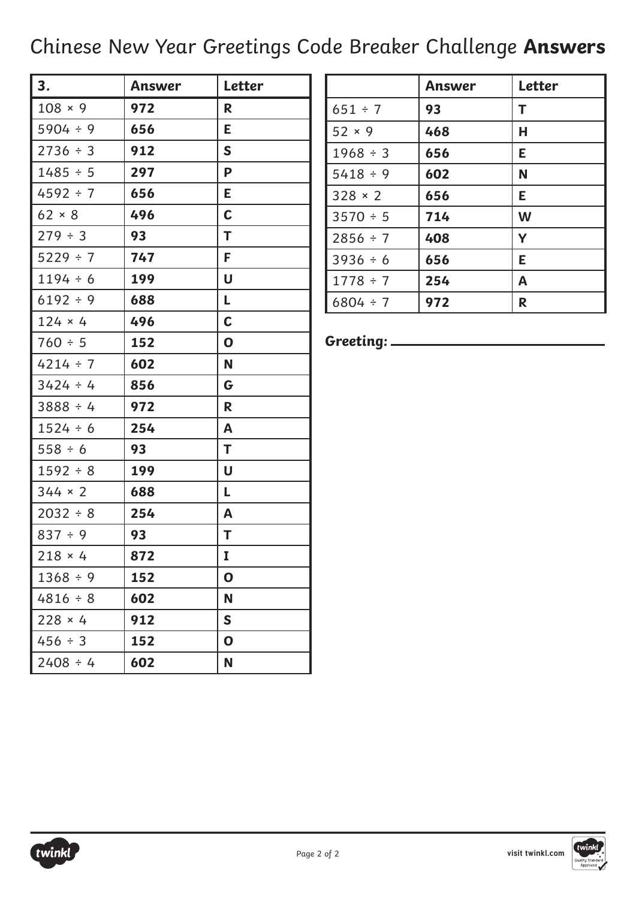# Chinese New Year Greetings Code Breaker Challenge **Answers**

| 3. | Answer | Letter |
|---|---|---|
| 108 × 9 | **972** | **R** |
| 5904 ÷ 9 | **656** | **E** |
| 2736 ÷ 3 | **912** | **S** |
| 1485 ÷ 5 | **297** | **P** |
| 4592 ÷ 7 | **656** | **E** |
| 62 × 8 | **496** | **C** |
| 279 ÷ 3 | **93** | **T** |
| 5229 ÷ 7 | **747** | **F** |
| 1194 ÷ 6 | **199** | **U** |
| 6192 ÷ 9 | **688** | **L** |
| 124 × 4 | **496** | **C** |
| 760 ÷ 5 | **152** | **O** |
| 4214 ÷ 7 | **602** | **N** |
| 3424 ÷ 4 | **856** | **G** |
| 3888 ÷ 4 | **972** | **R** |
| 1524 ÷ 6 | **254** | **A** |
| 558 ÷ 6 | **93** | **T** |
| 1592 ÷ 8 | **199** | **U** |
| 344 × 2 | **688** | **L** |
| 2032 ÷ 8 | **254** | **A** |
| 837 ÷ 9 | **93** | **T** |
| 218 × 4 | **872** | **I** |
| 1368 ÷ 9 | **152** | **O** |
| 4816 ÷ 8 | **602** | **N** |
| 228 × 4 | **912** | **S** |
| 456 ÷ 3 | **152** | **O** |
| 2408 ÷ 4 | **602** | **N** |

| | Answer | Letter |
|---|---|---|
| 651 ÷ 7 | **93** | **T** |
| 52 × 9 | **468** | **H** |
| 1968 ÷ 3 | **656** | **E** |
| 5418 ÷ 9 | **602** | **N** |
| 328 × 2 | **656** | **E** |
| 3570 ÷ 5 | **714** | **W** |
| 2856 ÷ 7 | **408** | **Y** |
| 3936 ÷ 6 | **656** | **E** |
| 1778 ÷ 7 | **254** | **A** |
| 6804 ÷ 7 | **972** | **R** |

**Greeting:** ______________________________